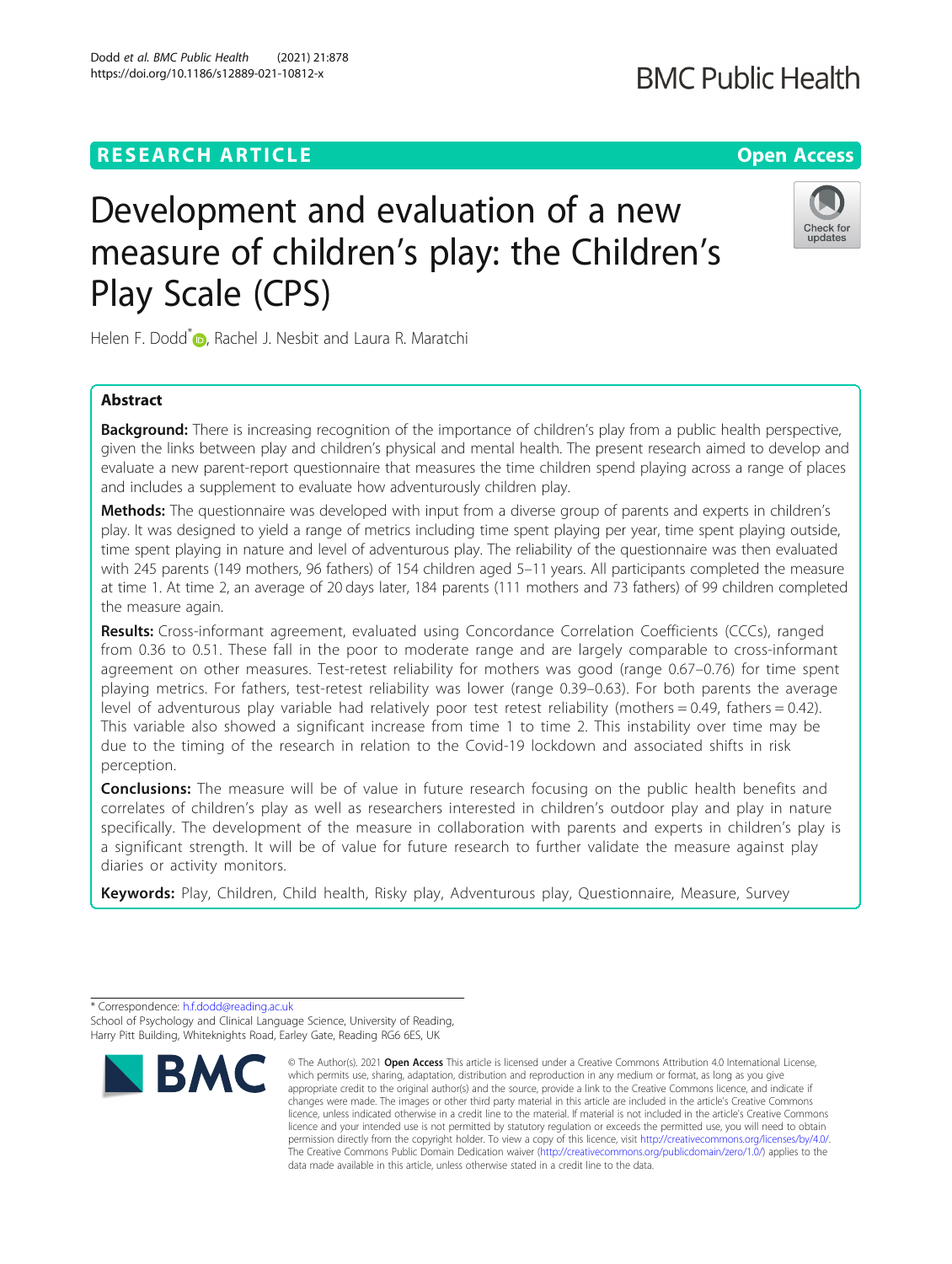RESEARCH ARTICLE

Open Access

# Development and evaluation of a new measure of children's play: the Children's Play Scale (CPS)

Helen F. Dodd*, Rachel J. Nesbit and Laura R. Maratchi

## Abstract

**Background:** There is increasing recognition of the importance of children's play from a public health perspective, given the links between play and children's physical and mental health. The present research aimed to develop and evaluate a new parent-report questionnaire that measures the time children spend playing across a range of places and includes a supplement to evaluate how adventurously children play.

**Methods:** The questionnaire was developed with input from a diverse group of parents and experts in children's play. It was designed to yield a range of metrics including time spent playing per year, time spent playing outside, time spent playing in nature and level of adventurous play. The reliability of the questionnaire was then evaluated with 245 parents (149 mothers, 96 fathers) of 154 children aged 5–11 years. All participants completed the measure at time 1. At time 2, an average of 20 days later, 184 parents (111 mothers and 73 fathers) of 99 children completed the measure again.

**Results:** Cross-informant agreement, evaluated using Concordance Correlation Coefficients (CCCs), ranged from 0.36 to 0.51. These fall in the poor to moderate range and are largely comparable to cross-informant agreement on other measures. Test-retest reliability for mothers was good (range 0.67–0.76) for time spent playing metrics. For fathers, test-retest reliability was lower (range 0.39–0.63). For both parents the average level of adventurous play variable had relatively poor test retest reliability (mothers = 0.49, fathers = 0.42). This variable also showed a significant increase from time 1 to time 2. This instability over time may be due to the timing of the research in relation to the Covid-19 lockdown and associated shifts in risk perception.

**Conclusions:** The measure will be of value in future research focusing on the public health benefits and correlates of children's play as well as researchers interested in children's outdoor play and play in nature specifically. The development of the measure in collaboration with parents and experts in children's play is a significant strength. It will be of value for future research to further validate the measure against play diaries or activity monitors.

**Keywords:** Play, Children, Child health, Risky play, Adventurous play, Questionnaire, Measure, Survey

* Correspondence: h.f.dodd@reading.ac.uk
School of Psychology and Clinical Language Science, University of Reading, Harry Pitt Building, Whiteknights Road, Earley Gate, Reading RG6 6ES, UK

© The Author(s). 2021 **Open Access** This article is licensed under a Creative Commons Attribution 4.0 International License, which permits use, sharing, adaptation, distribution and reproduction in any medium or format, as long as you give appropriate credit to the original author(s) and the source, provide a link to the Creative Commons licence, and indicate if changes were made. The images or other third party material in this article are included in the article's Creative Commons licence, unless indicated otherwise in a credit line to the material. If material is not included in the article's Creative Commons licence and your intended use is not permitted by statutory regulation or exceeds the permitted use, you will need to obtain permission directly from the copyright holder. To view a copy of this licence, visit http://creativecommons.org/licenses/by/4.0/. The Creative Commons Public Domain Dedication waiver (http://creativecommons.org/publicdomain/zero/1.0/) applies to the data made available in this article, unless otherwise stated in a credit line to the data.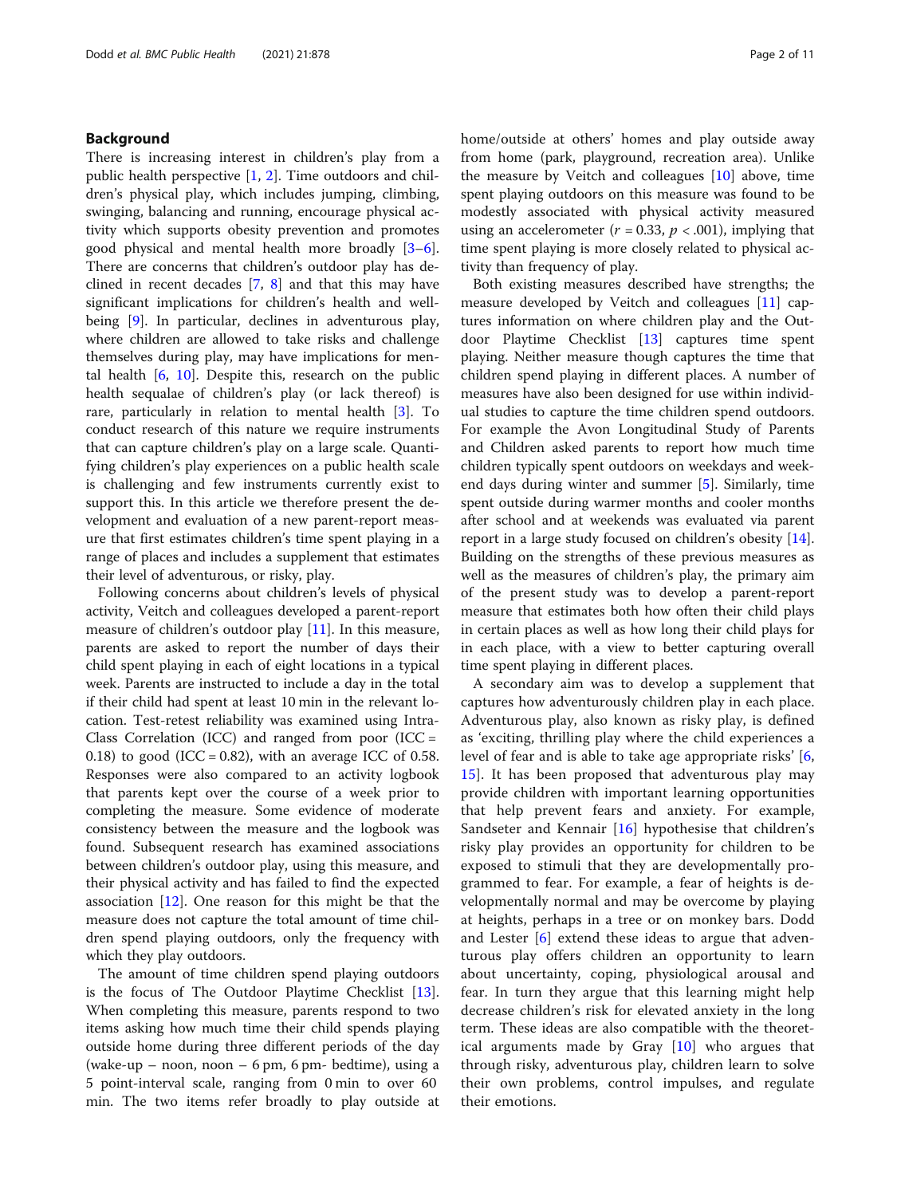## Background

There is increasing interest in children's play from a public health perspective [1, 2]. Time outdoors and children's physical play, which includes jumping, climbing, swinging, balancing and running, encourage physical activity which supports obesity prevention and promotes good physical and mental health more broadly [3–6]. There are concerns that children's outdoor play has declined in recent decades [7, 8] and that this may have significant implications for children's health and wellbeing [9]. In particular, declines in adventurous play, where children are allowed to take risks and challenge themselves during play, may have implications for mental health [6, 10]. Despite this, research on the public health sequalae of children's play (or lack thereof) is rare, particularly in relation to mental health [3]. To conduct research of this nature we require instruments that can capture children's play on a large scale. Quantifying children's play experiences on a public health scale is challenging and few instruments currently exist to support this. In this article we therefore present the development and evaluation of a new parent-report measure that first estimates children's time spent playing in a range of places and includes a supplement that estimates their level of adventurous, or risky, play.

Following concerns about children's levels of physical activity, Veitch and colleagues developed a parent-report measure of children's outdoor play [11]. In this measure, parents are asked to report the number of days their child spent playing in each of eight locations in a typical week. Parents are instructed to include a day in the total if their child had spent at least 10 min in the relevant location. Test-retest reliability was examined using Intra-Class Correlation (ICC) and ranged from poor (ICC = 0.18) to good (ICC = 0.82), with an average ICC of 0.58. Responses were also compared to an activity logbook that parents kept over the course of a week prior to completing the measure. Some evidence of moderate consistency between the measure and the logbook was found. Subsequent research has examined associations between children's outdoor play, using this measure, and their physical activity and has failed to find the expected association [12]. One reason for this might be that the measure does not capture the total amount of time children spend playing outdoors, only the frequency with which they play outdoors.

The amount of time children spend playing outdoors is the focus of The Outdoor Playtime Checklist [13]. When completing this measure, parents respond to two items asking how much time their child spends playing outside home during three different periods of the day (wake-up – noon, noon – 6 pm, 6 pm- bedtime), using a 5 point-interval scale, ranging from 0 min to over 60 min. The two items refer broadly to play outside at home/outside at others' homes and play outside away from home (park, playground, recreation area). Unlike the measure by Veitch and colleagues [10] above, time spent playing outdoors on this measure was found to be modestly associated with physical activity measured using an accelerometer ($r = 0.33$, $p < .001$), implying that time spent playing is more closely related to physical activity than frequency of play.

Both existing measures described have strengths; the measure developed by Veitch and colleagues [11] captures information on where children play and the Outdoor Playtime Checklist [13] captures time spent playing. Neither measure though captures the time that children spend playing in different places. A number of measures have also been designed for use within individual studies to capture the time children spend outdoors. For example the Avon Longitudinal Study of Parents and Children asked parents to report how much time children typically spent outdoors on weekdays and weekend days during winter and summer [5]. Similarly, time spent outside during warmer months and cooler months after school and at weekends was evaluated via parent report in a large study focused on children's obesity [14]. Building on the strengths of these previous measures as well as the measures of children's play, the primary aim of the present study was to develop a parent-report measure that estimates both how often their child plays in certain places as well as how long their child plays for in each place, with a view to better capturing overall time spent playing in different places.

A secondary aim was to develop a supplement that captures how adventurously children play in each place. Adventurous play, also known as risky play, is defined as 'exciting, thrilling play where the child experiences a level of fear and is able to take age appropriate risks' [6, 15]. It has been proposed that adventurous play may provide children with important learning opportunities that help prevent fears and anxiety. For example, Sandseter and Kennair [16] hypothesise that children's risky play provides an opportunity for children to be exposed to stimuli that they are developmentally programmed to fear. For example, a fear of heights is developmentally normal and may be overcome by playing at heights, perhaps in a tree or on monkey bars. Dodd and Lester [6] extend these ideas to argue that adventurous play offers children an opportunity to learn about uncertainty, coping, physiological arousal and fear. In turn they argue that this learning might help decrease children's risk for elevated anxiety in the long term. These ideas are also compatible with the theoretical arguments made by Gray [10] who argues that through risky, adventurous play, children learn to solve their own problems, control impulses, and regulate their emotions.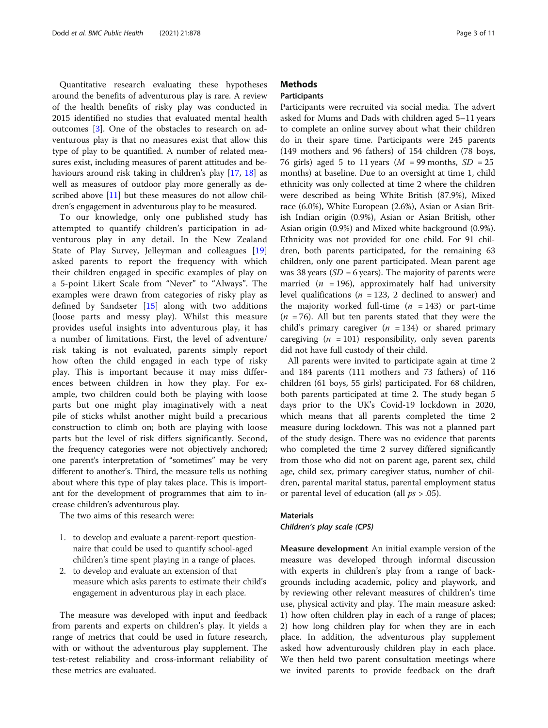Quantitative research evaluating these hypotheses around the benefits of adventurous play is rare. A review of the health benefits of risky play was conducted in 2015 identified no studies that evaluated mental health outcomes [3]. One of the obstacles to research on adventurous play is that no measures exist that allow this type of play to be quantified. A number of related measures exist, including measures of parent attitudes and behaviours around risk taking in children's play [17, 18] as well as measures of outdoor play more generally as described above [11] but these measures do not allow children's engagement in adventurous play to be measured.

To our knowledge, only one published study has attempted to quantify children's participation in adventurous play in any detail. In the New Zealand State of Play Survey, Jelleyman and colleagues [19] asked parents to report the frequency with which their children engaged in specific examples of play on a 5-point Likert Scale from "Never" to "Always". The examples were drawn from categories of risky play as defined by Sandseter [15] along with two additions (loose parts and messy play). Whilst this measure provides useful insights into adventurous play, it has a number of limitations. First, the level of adventure/risk taking is not evaluated, parents simply report how often the child engaged in each type of risky play. This is important because it may miss differences between children in how they play. For example, two children could both be playing with loose parts but one might play imaginatively with a neat pile of sticks whilst another might build a precarious construction to climb on; both are playing with loose parts but the level of risk differs significantly. Second, the frequency categories were not objectively anchored; one parent's interpretation of "sometimes" may be very different to another's. Third, the measure tells us nothing about where this type of play takes place. This is important for the development of programmes that aim to increase children's adventurous play.

The two aims of this research were:

1. to develop and evaluate a parent-report questionnaire that could be used to quantify school-aged children's time spent playing in a range of places.
2. to develop and evaluate an extension of that measure which asks parents to estimate their child's engagement in adventurous play in each place.

The measure was developed with input and feedback from parents and experts on children's play. It yields a range of metrics that could be used in future research, with or without the adventurous play supplement. The test-retest reliability and cross-informant reliability of these metrics are evaluated.

## Methods

### Participants

Participants were recruited via social media. The advert asked for Mums and Dads with children aged 5–11 years to complete an online survey about what their children do in their spare time. Participants were 245 parents (149 mothers and 96 fathers) of 154 children (78 boys, 76 girls) aged 5 to 11 years ($M$ = 99 months, $SD$ = 25 months) at baseline. Due to an oversight at time 1, child ethnicity was only collected at time 2 where the children were described as being White British (87.9%), Mixed race (6.0%), White European (2.6%), Asian or Asian British Indian origin (0.9%), Asian or Asian British, other Asian origin (0.9%) and Mixed white background (0.9%). Ethnicity was not provided for one child. For 91 children, both parents participated, for the remaining 63 children, only one parent participated. Mean parent age was 38 years ($SD$ = 6 years). The majority of parents were married ($n$ = 196), approximately half had university level qualifications ($n$ = 123, 2 declined to answer) and the majority worked full-time ($n$ = 143) or part-time ($n$ = 76). All but ten parents stated that they were the child's primary caregiver ($n$ = 134) or shared primary caregiving ($n$ = 101) responsibility, only seven parents did not have full custody of their child.

All parents were invited to participate again at time 2 and 184 parents (111 mothers and 73 fathers) of 116 children (61 boys, 55 girls) participated. For 68 children, both parents participated at time 2. The study began 5 days prior to the UK's Covid-19 lockdown in 2020, which means that all parents completed the time 2 measure during lockdown. This was not a planned part of the study design. There was no evidence that parents who completed the time 2 survey differed significantly from those who did not on parent age, parent sex, child age, child sex, primary caregiver status, number of children, parental marital status, parental employment status or parental level of education (all $ps$ > .05).

### Materials

#### *Children's play scale (CPS)*

**Measure development** An initial example version of the measure was developed through informal discussion with experts in children's play from a range of backgrounds including academic, policy and playwork, and by reviewing other relevant measures of children's time use, physical activity and play. The main measure asked: 1) how often children play in each of a range of places; 2) how long children play for when they are in each place. In addition, the adventurous play supplement asked how adventurously children play in each place. We then held two parent consultation meetings where we invited parents to provide feedback on the draft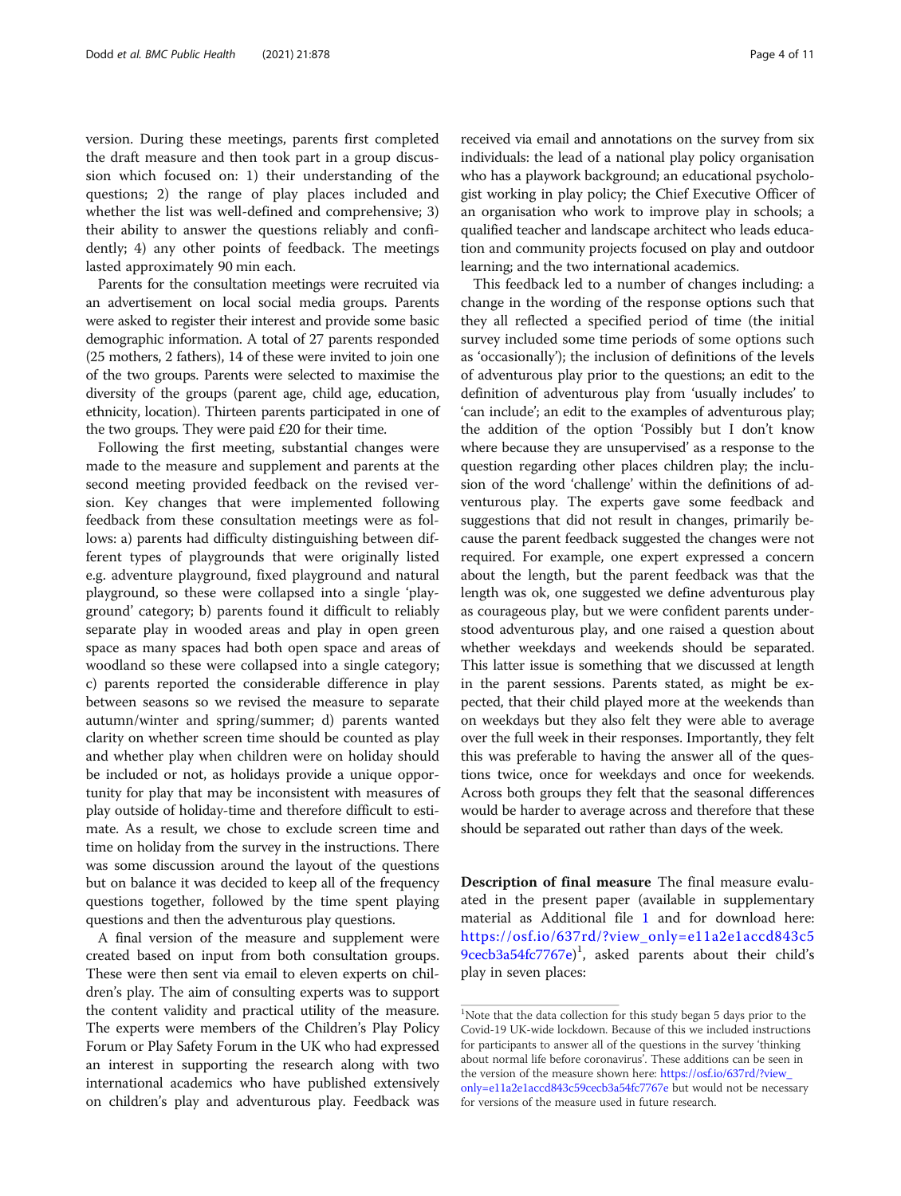version. During these meetings, parents first completed the draft measure and then took part in a group discussion which focused on: 1) their understanding of the questions; 2) the range of play places included and whether the list was well-defined and comprehensive; 3) their ability to answer the questions reliably and confidently; 4) any other points of feedback. The meetings lasted approximately 90 min each.

Parents for the consultation meetings were recruited via an advertisement on local social media groups. Parents were asked to register their interest and provide some basic demographic information. A total of 27 parents responded (25 mothers, 2 fathers), 14 of these were invited to join one of the two groups. Parents were selected to maximise the diversity of the groups (parent age, child age, education, ethnicity, location). Thirteen parents participated in one of the two groups. They were paid £20 for their time.

Following the first meeting, substantial changes were made to the measure and supplement and parents at the second meeting provided feedback on the revised version. Key changes that were implemented following feedback from these consultation meetings were as follows: a) parents had difficulty distinguishing between different types of playgrounds that were originally listed e.g. adventure playground, fixed playground and natural playground, so these were collapsed into a single 'playground' category; b) parents found it difficult to reliably separate play in wooded areas and play in open green space as many spaces had both open space and areas of woodland so these were collapsed into a single category; c) parents reported the considerable difference in play between seasons so we revised the measure to separate autumn/winter and spring/summer; d) parents wanted clarity on whether screen time should be counted as play and whether play when children were on holiday should be included or not, as holidays provide a unique opportunity for play that may be inconsistent with measures of play outside of holiday-time and therefore difficult to estimate. As a result, we chose to exclude screen time and time on holiday from the survey in the instructions. There was some discussion around the layout of the questions but on balance it was decided to keep all of the frequency questions together, followed by the time spent playing questions and then the adventurous play questions.

A final version of the measure and supplement were created based on input from both consultation groups. These were then sent via email to eleven experts on children's play. The aim of consulting experts was to support the content validity and practical utility of the measure. The experts were members of the Children's Play Policy Forum or Play Safety Forum in the UK who had expressed an interest in supporting the research along with two international academics who have published extensively on children's play and adventurous play. Feedback was received via email and annotations on the survey from six individuals: the lead of a national play policy organisation who has a playwork background; an educational psychologist working in play policy; the Chief Executive Officer of an organisation who work to improve play in schools; a qualified teacher and landscape architect who leads education and community projects focused on play and outdoor learning; and the two international academics.

This feedback led to a number of changes including: a change in the wording of the response options such that they all reflected a specified period of time (the initial survey included some time periods of some options such as 'occasionally'); the inclusion of definitions of the levels of adventurous play prior to the questions; an edit to the definition of adventurous play from 'usually includes' to 'can include'; an edit to the examples of adventurous play; the addition of the option 'Possibly but I don't know where because they are unsupervised' as a response to the question regarding other places children play; the inclusion of the word 'challenge' within the definitions of adventurous play. The experts gave some feedback and suggestions that did not result in changes, primarily because the parent feedback suggested the changes were not required. For example, one expert expressed a concern about the length, but the parent feedback was that the length was ok, one suggested we define adventurous play as courageous play, but we were confident parents understood adventurous play, and one raised a question about whether weekdays and weekends should be separated. This latter issue is something that we discussed at length in the parent sessions. Parents stated, as might be expected, that their child played more at the weekends than on weekdays but they also felt they were able to average over the full week in their responses. Importantly, they felt this was preferable to having the answer all of the questions twice, once for weekdays and once for weekends. Across both groups they felt that the seasonal differences would be harder to average across and therefore that these should be separated out rather than days of the week.

**Description of final measure** The final measure evaluated in the present paper (available in supplementary material as Additional file 1 and for download here: https://osf.io/637rd/?view_only=e11a2e1accd843c59cecb3a54fc7767e)[1], asked parents about their child's play in seven places:

---

[1]Note that the data collection for this study began 5 days prior to the Covid-19 UK-wide lockdown. Because of this we included instructions for participants to answer all of the questions in the survey 'thinking about normal life before coronavirus'. These additions can be seen in the version of the measure shown here: https://osf.io/637rd/?view_only=e11a2e1accd843c59cecb3a54fc7767e but would not be necessary for versions of the measure used in future research.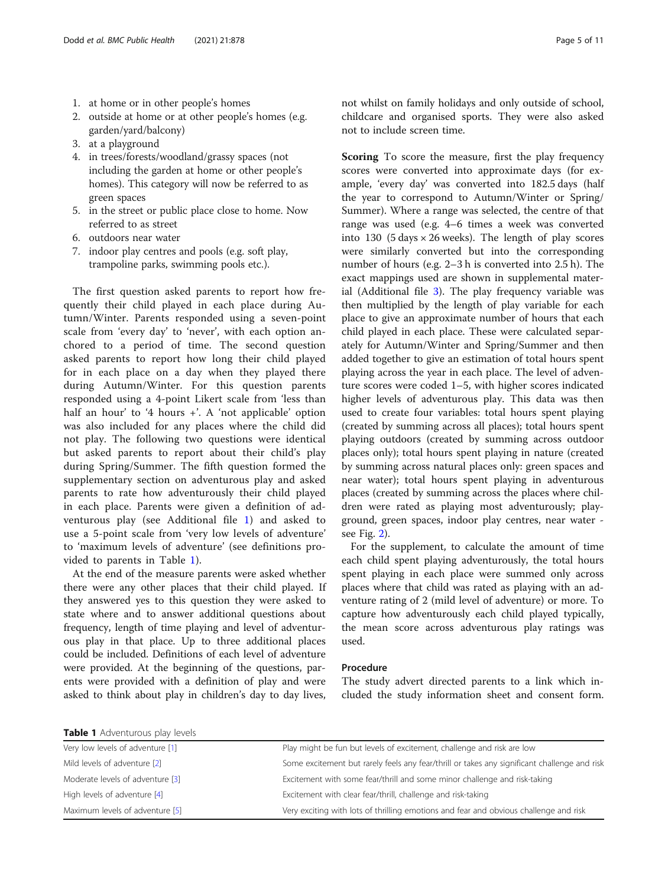1. at home or in other people's homes
2. outside at home or at other people's homes (e.g. garden/yard/balcony)
3. at a playground
4. in trees/forests/woodland/grassy spaces (not including the garden at home or other people's homes). This category will now be referred to as green spaces
5. in the street or public place close to home. Now referred to as street
6. outdoors near water
7. indoor play centres and pools (e.g. soft play, trampoline parks, swimming pools etc.).

The first question asked parents to report how frequently their child played in each place during Autumn/Winter. Parents responded using a seven-point scale from 'every day' to 'never', with each option anchored to a period of time. The second question asked parents to report how long their child played for in each place on a day when they played there during Autumn/Winter. For this question parents responded using a 4-point Likert scale from 'less than half an hour' to '4 hours +'. A 'not applicable' option was also included for any places where the child did not play. The following two questions were identical but asked parents to report about their child's play during Spring/Summer. The fifth question formed the supplementary section on adventurous play and asked parents to rate how adventurously their child played in each place. Parents were given a definition of adventurous play (see Additional file 1) and asked to use a 5-point scale from 'very low levels of adventure' to 'maximum levels of adventure' (see definitions provided to parents in Table 1).

At the end of the measure parents were asked whether there were any other places that their child played. If they answered yes to this question they were asked to state where and to answer additional questions about frequency, length of time playing and level of adventurous play in that place. Up to three additional places could be included. Definitions of each level of adventure were provided. At the beginning of the questions, parents were provided with a definition of play and were asked to think about play in children's day to day lives, not whilst on family holidays and only outside of school, childcare and organised sports. They were also asked not to include screen time.

**Scoring** To score the measure, first the play frequency scores were converted into approximate days (for example, 'every day' was converted into 182.5 days (half the year to correspond to Autumn/Winter or Spring/Summer). Where a range was selected, the centre of that range was used (e.g. 4–6 times a week was converted into 130 (5 days × 26 weeks). The length of play scores were similarly converted but into the corresponding number of hours (e.g. 2–3 h is converted into 2.5 h). The exact mappings used are shown in supplemental material (Additional file 3). The play frequency variable was then multiplied by the length of play variable for each place to give an approximate number of hours that each child played in each place. These were calculated separately for Autumn/Winter and Spring/Summer and then added together to give an estimation of total hours spent playing across the year in each place. The level of adventure scores were coded 1–5, with higher scores indicated higher levels of adventurous play. This data was then used to create four variables: total hours spent playing (created by summing across all places); total hours spent playing outdoors (created by summing across outdoor places only); total hours spent playing in nature (created by summing across natural places only: green spaces and near water); total hours spent playing in adventurous places (created by summing across the places where children were rated as playing most adventurously; playground, green spaces, indoor play centres, near water - see Fig. 2).

For the supplement, to calculate the amount of time each child spent playing adventurously, the total hours spent playing in each place were summed only across places where that child was rated as playing with an adventure rating of 2 (mild level of adventure) or more. To capture how adventurously each child played typically, the mean score across adventurous play ratings was used.

### Procedure

The study advert directed parents to a link which included the study information sheet and consent form.

**Table 1** Adventurous play levels

| | |
|---|---|
| Very low levels of adventure [1] | Play might be fun but levels of excitement, challenge and risk are low |
| Mild levels of adventure [2] | Some excitement but rarely feels any fear/thrill or takes any significant challenge and risk |
| Moderate levels of adventure [3] | Excitement with some fear/thrill and some minor challenge and risk-taking |
| High levels of adventure [4] | Excitement with clear fear/thrill, challenge and risk-taking |
| Maximum levels of adventure [5] | Very exciting with lots of thrilling emotions and fear and obvious challenge and risk |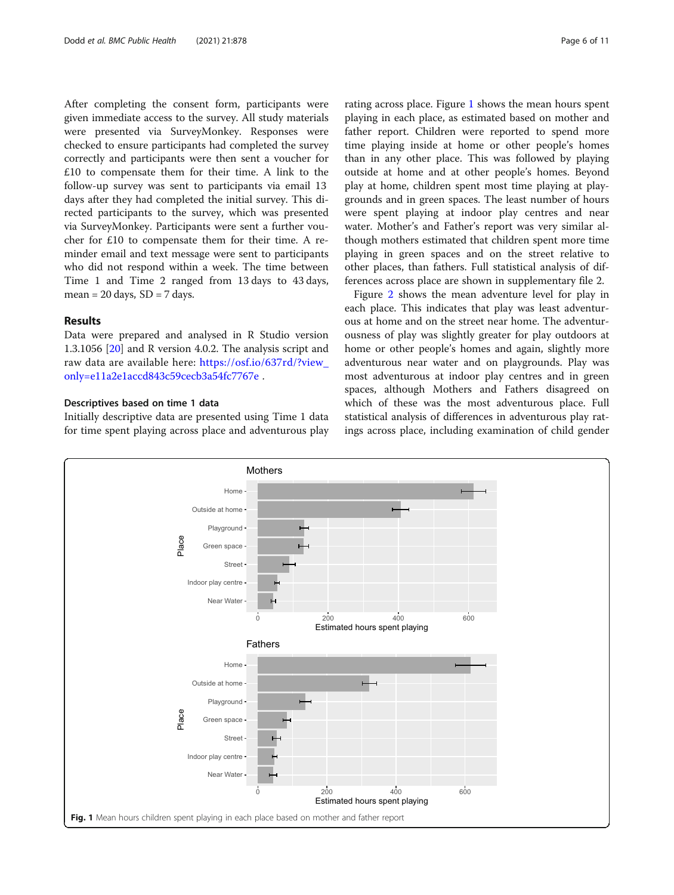After completing the consent form, participants were given immediate access to the survey. All study materials were presented via SurveyMonkey. Responses were checked to ensure participants had completed the survey correctly and participants were then sent a voucher for £10 to compensate them for their time. A link to the follow-up survey was sent to participants via email 13 days after they had completed the initial survey. This directed participants to the survey, which was presented via SurveyMonkey. Participants were sent a further voucher for £10 to compensate them for their time. A reminder email and text message were sent to participants who did not respond within a week. The time between Time 1 and Time 2 ranged from 13 days to 43 days, mean = 20 days, SD = 7 days.

## Results

Data were prepared and analysed in R Studio version 1.3.1056 [20] and R version 4.0.2. The analysis script and raw data are available here: https://osf.io/637rd/?view_only=e11a2e1accd843c59cecb3a54fc7767e .

### Descriptives based on time 1 data

Initially descriptive data are presented using Time 1 data for time spent playing across place and adventurous play rating across place. Figure 1 shows the mean hours spent playing in each place, as estimated based on mother and father report. Children were reported to spend more time playing inside at home or other people's homes than in any other place. This was followed by playing outside at home and at other people's homes. Beyond play at home, children spent most time playing at playgrounds and in green spaces. The least number of hours were spent playing at indoor play centres and near water. Mother's and Father's report was very similar although mothers estimated that children spent more time playing in green spaces and on the street relative to other places, than fathers. Full statistical analysis of differences across place are shown in supplementary file 2.

Figure 2 shows the mean adventure level for play in each place. This indicates that play was least adventurous at home and on the street near home. The adventurousness of play was slightly greater for play outdoors at home or other people's homes and again, slightly more adventurous near water and on playgrounds. Play was most adventurous at indoor play centres and in green spaces, although Mothers and Fathers disagreed on which of these was the most adventurous place. Full statistical analysis of differences in adventurous play ratings across place, including examination of child gender

**Fig. 1** Mean hours children spent playing in each place based on mother and father report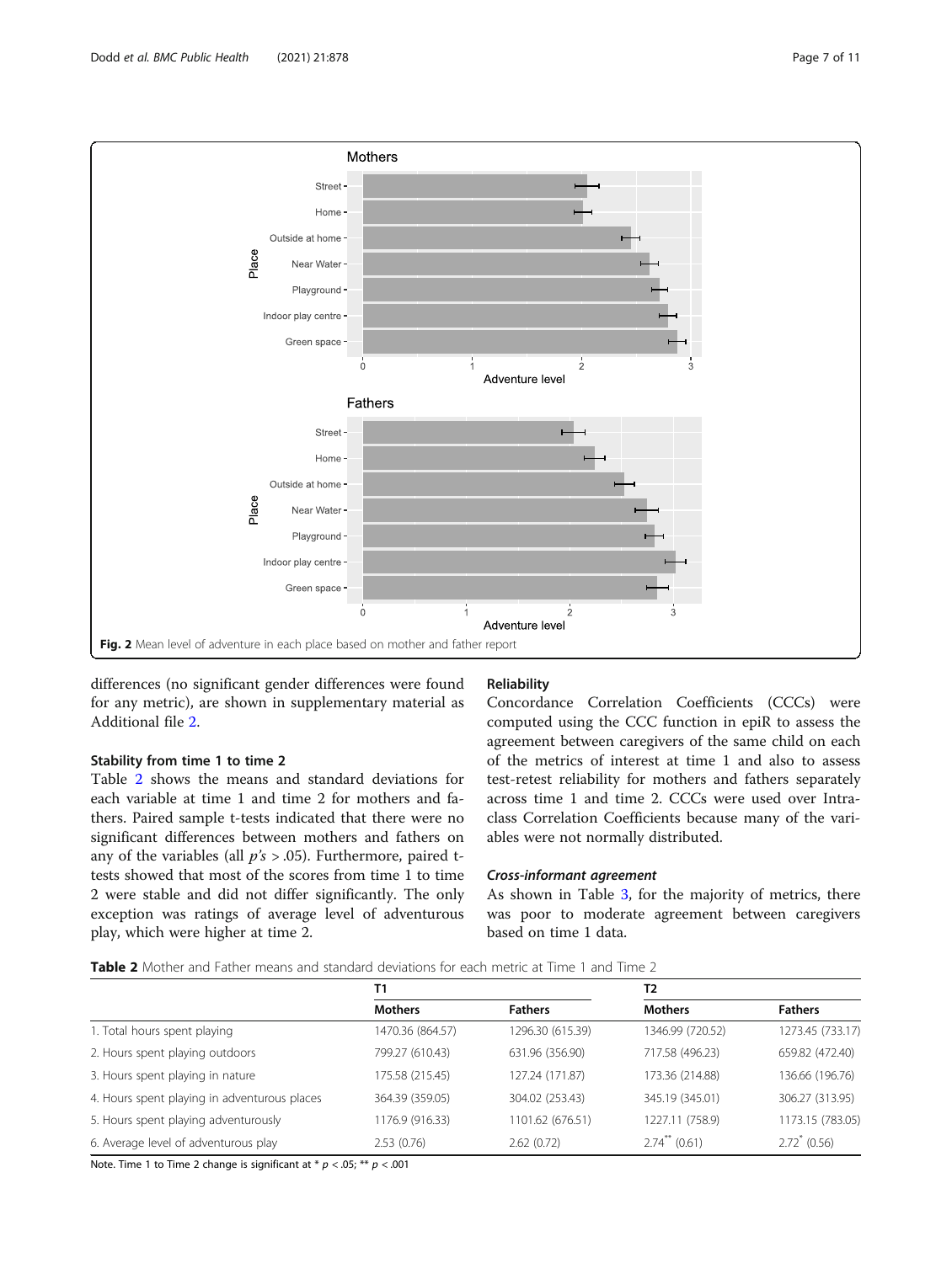Fig. 2 Mean level of adventure in each place based on mother and father report

differences (no significant gender differences were found for any metric), are shown in supplementary material as Additional file 2.

### Stability from time 1 to time 2

Table 2 shows the means and standard deviations for each variable at time 1 and time 2 for mothers and fathers. Paired sample t-tests indicated that there were no significant differences between mothers and fathers on any of the variables (all $p's > .05$). Furthermore, paired t-tests showed that most of the scores from time 1 to time 2 were stable and did not differ significantly. The only exception was ratings of average level of adventurous play, which were higher at time 2.

### Reliability

Concordance Correlation Coefficients (CCCs) were computed using the CCC function in epiR to assess the agreement between caregivers of the same child on each of the metrics of interest at time 1 and also to assess test-retest reliability for mothers and fathers separately across time 1 and time 2. CCCs were used over Intraclass Correlation Coefficients because many of the variables were not normally distributed.

#### *Cross-informant agreement*

As shown in Table 3, for the majority of metrics, there was poor to moderate agreement between caregivers based on time 1 data.

**Table 2** Mother and Father means and standard deviations for each metric at Time 1 and Time 2

| | T1 | | T2 | |
|---|---|---|---|---|
| | Mothers | Fathers | Mothers | Fathers |
| 1. Total hours spent playing | 1470.36 (864.57) | 1296.30 (615.39) | 1346.99 (720.52) | 1273.45 (733.17) |
| 2. Hours spent playing outdoors | 799.27 (610.43) | 631.96 (356.90) | 717.58 (496.23) | 659.82 (472.40) |
| 3. Hours spent playing in nature | 175.58 (215.45) | 127.24 (171.87) | 173.36 (214.88) | 136.66 (196.76) |
| 4. Hours spent playing in adventurous places | 364.39 (359.05) | 304.02 (253.43) | 345.19 (345.01) | 306.27 (313.95) |
| 5. Hours spent playing adventurously | 1176.9 (916.33) | 1101.62 (676.51) | 1227.11 (758.9) | 1173.15 (783.05) |
| 6. Average level of adventurous play | 2.53 (0.76) | 2.62 (0.72) | 2.74** (0.61) | 2.72* (0.56) |

Note. Time 1 to Time 2 change is significant at * $p < .05$; ** $p < .001$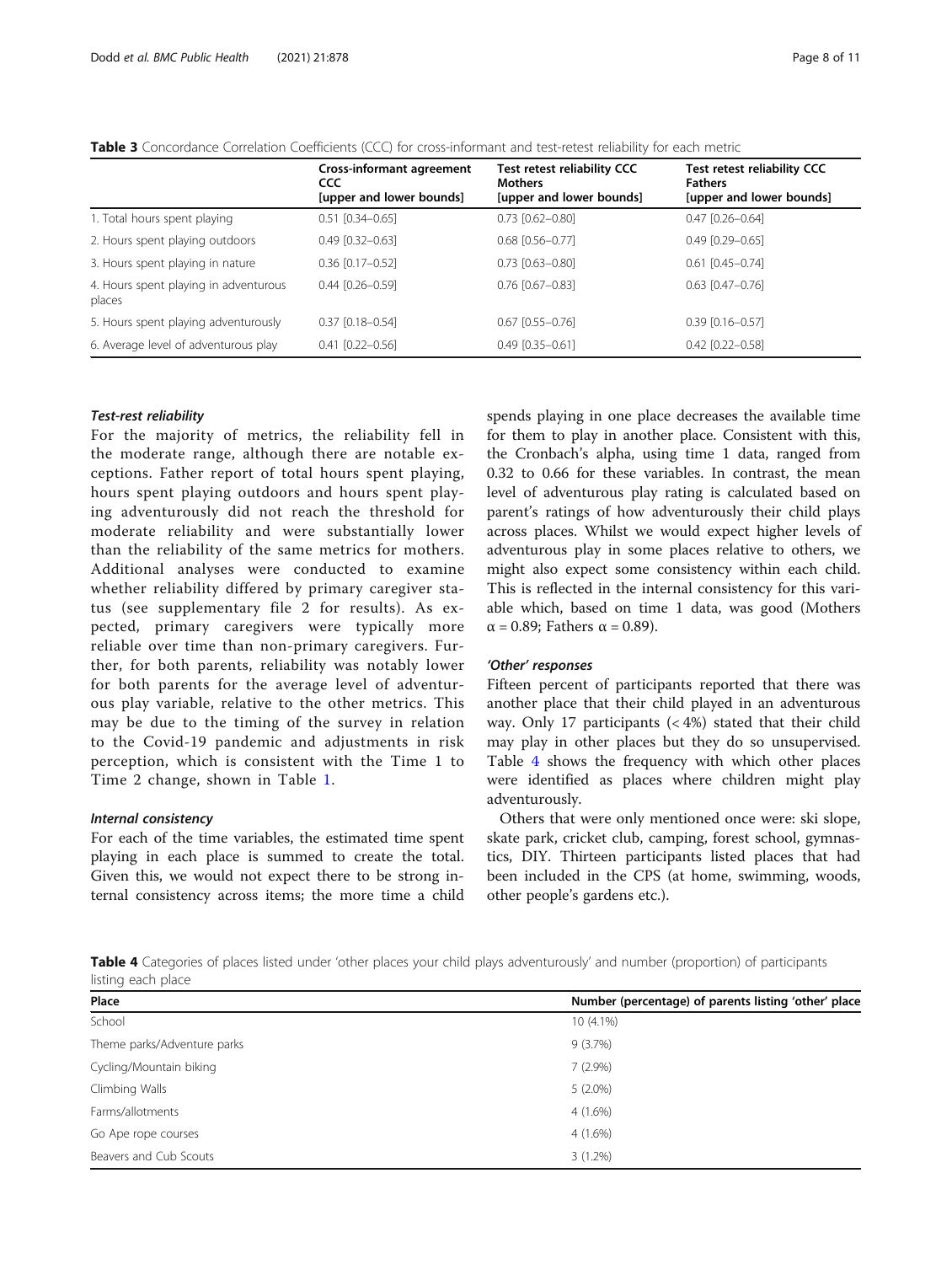**Table 3** Concordance Correlation Coefficients (CCC) for cross-informant and test-retest reliability for each metric

| | Cross-informant agreement CCC [upper and lower bounds] | Test retest reliability CCC Mothers [upper and lower bounds] | Test retest reliability CCC Fathers [upper and lower bounds] |
|---|---|---|---|
| 1. Total hours spent playing | 0.51 [0.34–0.65] | 0.73 [0.62–0.80] | 0.47 [0.26–0.64] |
| 2. Hours spent playing outdoors | 0.49 [0.32–0.63] | 0.68 [0.56–0.77] | 0.49 [0.29–0.65] |
| 3. Hours spent playing in nature | 0.36 [0.17–0.52] | 0.73 [0.63–0.80] | 0.61 [0.45–0.74] |
| 4. Hours spent playing in adventurous places | 0.44 [0.26–0.59] | 0.76 [0.67–0.83] | 0.63 [0.47–0.76] |
| 5. Hours spent playing adventurously | 0.37 [0.18–0.54] | 0.67 [0.55–0.76] | 0.39 [0.16–0.57] |
| 6. Average level of adventurous play | 0.41 [0.22–0.56] | 0.49 [0.35–0.61] | 0.42 [0.22–0.58] |

### *Test-rest reliability*

For the majority of metrics, the reliability fell in the moderate range, although there are notable exceptions. Father report of total hours spent playing, hours spent playing outdoors and hours spent playing adventurously did not reach the threshold for moderate reliability and were substantially lower than the reliability of the same metrics for mothers. Additional analyses were conducted to examine whether reliability differed by primary caregiver status (see supplementary file 2 for results). As expected, primary caregivers were typically more reliable over time than non-primary caregivers. Further, for both parents, reliability was notably lower for both parents for the average level of adventurous play variable, relative to the other metrics. This may be due to the timing of the survey in relation to the Covid-19 pandemic and adjustments in risk perception, which is consistent with the Time 1 to Time 2 change, shown in Table 1.

### *Internal consistency*

For each of the time variables, the estimated time spent playing in each place is summed to create the total. Given this, we would not expect there to be strong internal consistency across items; the more time a child spends playing in one place decreases the available time for them to play in another place. Consistent with this, the Cronbach's alpha, using time 1 data, ranged from 0.32 to 0.66 for these variables. In contrast, the mean level of adventurous play rating is calculated based on parent's ratings of how adventurously their child plays across places. Whilst we would expect higher levels of adventurous play in some places relative to others, we might also expect some consistency within each child. This is reflected in the internal consistency for this variable which, based on time 1 data, was good (Mothers $\alpha = 0.89$; Fathers $\alpha = 0.89$).

### *'Other' responses*

Fifteen percent of participants reported that there was another place that their child played in an adventurous way. Only 17 participants (< 4%) stated that their child may play in other places but they do so unsupervised. Table 4 shows the frequency with which other places were identified as places where children might play adventurously.

Others that were only mentioned once were: ski slope, skate park, cricket club, camping, forest school, gymnastics, DIY. Thirteen participants listed places that had been included in the CPS (at home, swimming, woods, other people's gardens etc.).

**Table 4** Categories of places listed under 'other places your child plays adventurously' and number (proportion) of participants listing each place

| Place | Number (percentage) of parents listing 'other' place |
|---|---|
| School | 10 (4.1%) |
| Theme parks/Adventure parks | 9 (3.7%) |
| Cycling/Mountain biking | 7 (2.9%) |
| Climbing Walls | 5 (2.0%) |
| Farms/allotments | 4 (1.6%) |
| Go Ape rope courses | 4 (1.6%) |
| Beavers and Cub Scouts | 3 (1.2%) |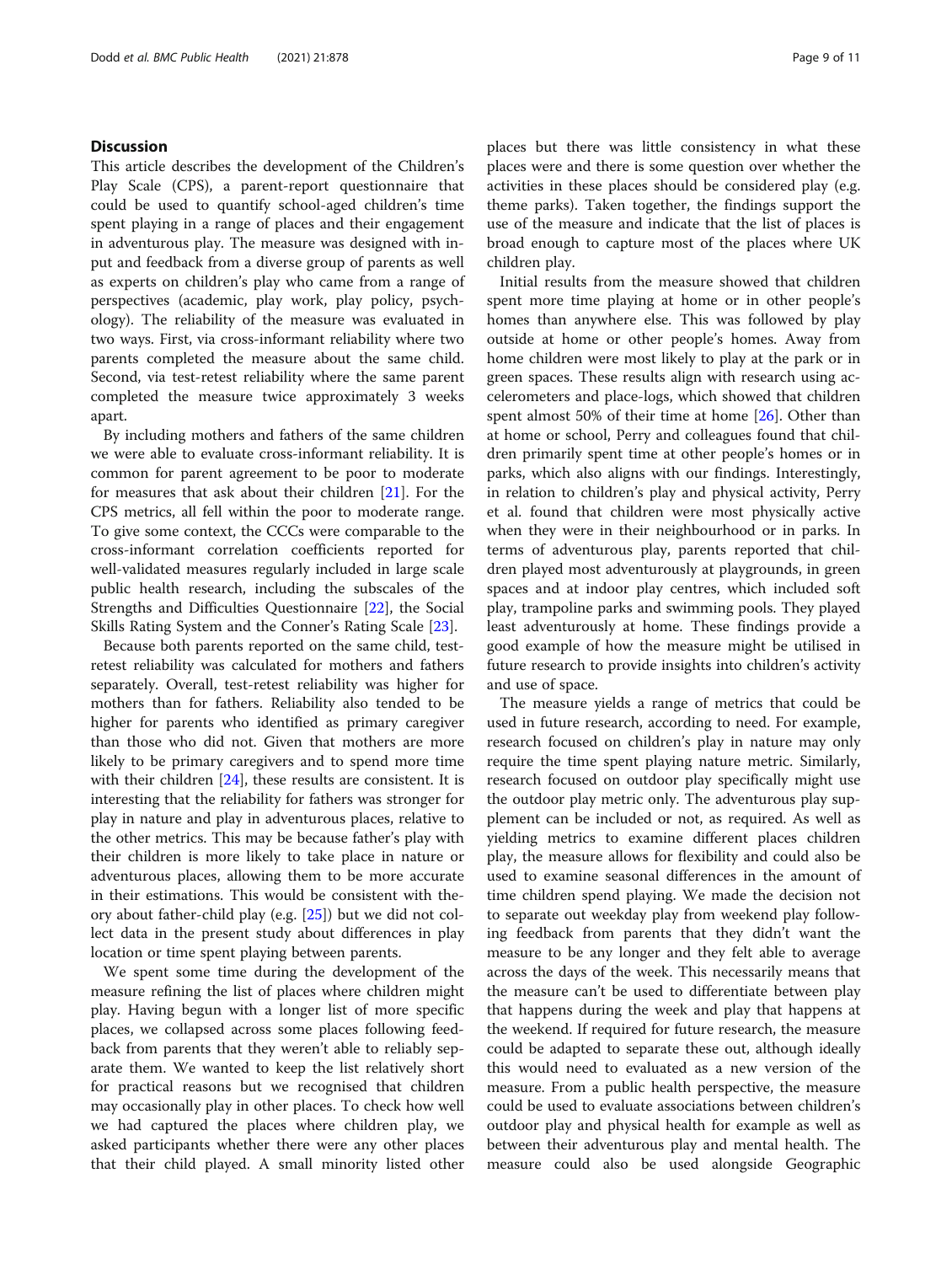## Discussion

This article describes the development of the Children's Play Scale (CPS), a parent-report questionnaire that could be used to quantify school-aged children's time spent playing in a range of places and their engagement in adventurous play. The measure was designed with input and feedback from a diverse group of parents as well as experts on children's play who came from a range of perspectives (academic, play work, play policy, psychology). The reliability of the measure was evaluated in two ways. First, via cross-informant reliability where two parents completed the measure about the same child. Second, via test-retest reliability where the same parent completed the measure twice approximately 3 weeks apart.

By including mothers and fathers of the same children we were able to evaluate cross-informant reliability. It is common for parent agreement to be poor to moderate for measures that ask about their children [21]. For the CPS metrics, all fell within the poor to moderate range. To give some context, the CCCs were comparable to the cross-informant correlation coefficients reported for well-validated measures regularly included in large scale public health research, including the subscales of the Strengths and Difficulties Questionnaire [22], the Social Skills Rating System and the Conner's Rating Scale [23].

Because both parents reported on the same child, test-retest reliability was calculated for mothers and fathers separately. Overall, test-retest reliability was higher for mothers than for fathers. Reliability also tended to be higher for parents who identified as primary caregiver than those who did not. Given that mothers are more likely to be primary caregivers and to spend more time with their children [24], these results are consistent. It is interesting that the reliability for fathers was stronger for play in nature and play in adventurous places, relative to the other metrics. This may be because father's play with their children is more likely to take place in nature or adventurous places, allowing them to be more accurate in their estimations. This would be consistent with theory about father-child play (e.g. [25]) but we did not collect data in the present study about differences in play location or time spent playing between parents.

We spent some time during the development of the measure refining the list of places where children might play. Having begun with a longer list of more specific places, we collapsed across some places following feedback from parents that they weren't able to reliably separate them. We wanted to keep the list relatively short for practical reasons but we recognised that children may occasionally play in other places. To check how well we had captured the places where children play, we asked participants whether there were any other places that their child played. A small minority listed other places but there was little consistency in what these places were and there is some question over whether the activities in these places should be considered play (e.g. theme parks). Taken together, the findings support the use of the measure and indicate that the list of places is broad enough to capture most of the places where UK children play.

Initial results from the measure showed that children spent more time playing at home or in other people's homes than anywhere else. This was followed by play outside at home or other people's homes. Away from home children were most likely to play at the park or in green spaces. These results align with research using accelerometers and place-logs, which showed that children spent almost 50% of their time at home [26]. Other than at home or school, Perry and colleagues found that children primarily spent time at other people's homes or in parks, which also aligns with our findings. Interestingly, in relation to children's play and physical activity, Perry et al. found that children were most physically active when they were in their neighbourhood or in parks. In terms of adventurous play, parents reported that children played most adventurously at playgrounds, in green spaces and at indoor play centres, which included soft play, trampoline parks and swimming pools. They played least adventurously at home. These findings provide a good example of how the measure might be utilised in future research to provide insights into children's activity and use of space.

The measure yields a range of metrics that could be used in future research, according to need. For example, research focused on children's play in nature may only require the time spent playing nature metric. Similarly, research focused on outdoor play specifically might use the outdoor play metric only. The adventurous play supplement can be included or not, as required. As well as yielding metrics to examine different places children play, the measure allows for flexibility and could also be used to examine seasonal differences in the amount of time children spend playing. We made the decision not to separate out weekday play from weekend play following feedback from parents that they didn't want the measure to be any longer and they felt able to average across the days of the week. This necessarily means that the measure can't be used to differentiate between play that happens during the week and play that happens at the weekend. If required for future research, the measure could be adapted to separate these out, although ideally this would need to evaluated as a new version of the measure. From a public health perspective, the measure could be used to evaluate associations between children's outdoor play and physical health for example as well as between their adventurous play and mental health. The measure could also be used alongside Geographic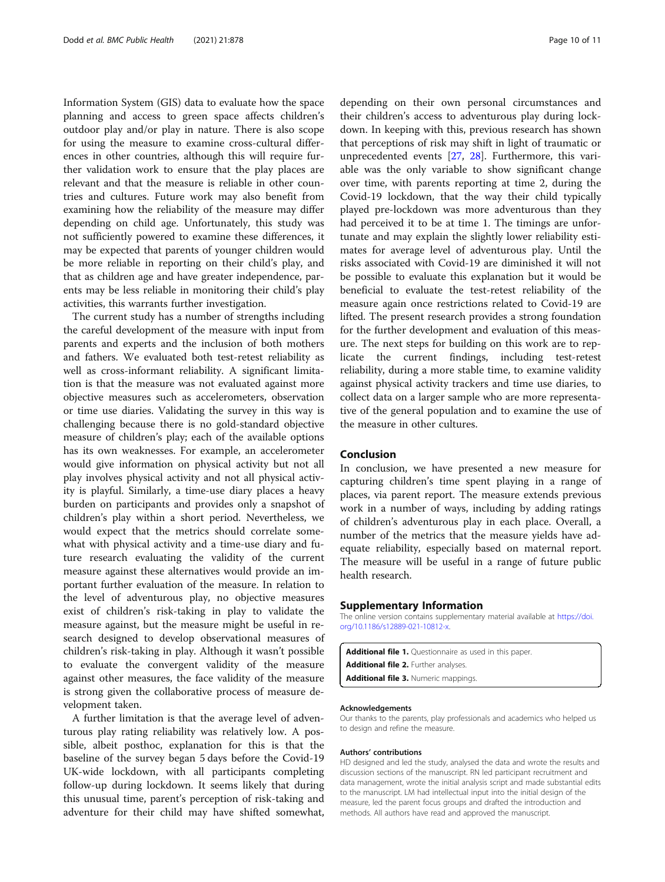Information System (GIS) data to evaluate how the space planning and access to green space affects children's outdoor play and/or play in nature. There is also scope for using the measure to examine cross-cultural differences in other countries, although this will require further validation work to ensure that the play places are relevant and that the measure is reliable in other countries and cultures. Future work may also benefit from examining how the reliability of the measure may differ depending on child age. Unfortunately, this study was not sufficiently powered to examine these differences, it may be expected that parents of younger children would be more reliable in reporting on their child's play, and that as children age and have greater independence, parents may be less reliable in monitoring their child's play activities, this warrants further investigation.

The current study has a number of strengths including the careful development of the measure with input from parents and experts and the inclusion of both mothers and fathers. We evaluated both test-retest reliability as well as cross-informant reliability. A significant limitation is that the measure was not evaluated against more objective measures such as accelerometers, observation or time use diaries. Validating the survey in this way is challenging because there is no gold-standard objective measure of children's play; each of the available options has its own weaknesses. For example, an accelerometer would give information on physical activity but not all play involves physical activity and not all physical activity is playful. Similarly, a time-use diary places a heavy burden on participants and provides only a snapshot of children's play within a short period. Nevertheless, we would expect that the metrics should correlate somewhat with physical activity and a time-use diary and future research evaluating the validity of the current measure against these alternatives would provide an important further evaluation of the measure. In relation to the level of adventurous play, no objective measures exist of children's risk-taking in play to validate the measure against, but the measure might be useful in research designed to develop observational measures of children's risk-taking in play. Although it wasn't possible to evaluate the convergent validity of the measure against other measures, the face validity of the measure is strong given the collaborative process of measure development taken.

A further limitation is that the average level of adventurous play rating reliability was relatively low. A possible, albeit posthoc, explanation for this is that the baseline of the survey began 5 days before the Covid-19 UK-wide lockdown, with all participants completing follow-up during lockdown. It seems likely that during this unusual time, parent's perception of risk-taking and adventure for their child may have shifted somewhat, depending on their own personal circumstances and their children's access to adventurous play during lockdown. In keeping with this, previous research has shown that perceptions of risk may shift in light of traumatic or unprecedented events [27, 28]. Furthermore, this variable was the only variable to show significant change over time, with parents reporting at time 2, during the Covid-19 lockdown, that the way their child typically played pre-lockdown was more adventurous than they had perceived it to be at time 1. The timings are unfortunate and may explain the slightly lower reliability estimates for average level of adventurous play. Until the risks associated with Covid-19 are diminished it will not be possible to evaluate this explanation but it would be beneficial to evaluate the test-retest reliability of the measure again once restrictions related to Covid-19 are lifted. The present research provides a strong foundation for the further development and evaluation of this measure. The next steps for building on this work are to replicate the current findings, including test-retest reliability, during a more stable time, to examine validity against physical activity trackers and time use diaries, to collect data on a larger sample who are more representative of the general population and to examine the use of the measure in other cultures.

## Conclusion

In conclusion, we have presented a new measure for capturing children's time spent playing in a range of places, via parent report. The measure extends previous work in a number of ways, including by adding ratings of children's adventurous play in each place. Overall, a number of the metrics that the measure yields have adequate reliability, especially based on maternal report. The measure will be useful in a range of future public health research.

## Supplementary Information

The online version contains supplementary material available at https://doi.org/10.1186/s12889-021-10812-x.

**Additional file 1.** Questionnaire as used in this paper.
**Additional file 2.** Further analyses.
**Additional file 3.** Numeric mappings.

#### Acknowledgements

Our thanks to the parents, play professionals and academics who helped us to design and refine the measure.

#### Authors' contributions

HD designed and led the study, analysed the data and wrote the results and discussion sections of the manuscript. RN led participant recruitment and data management, wrote the initial analysis script and made substantial edits to the manuscript. LM had intellectual input into the initial design of the measure, led the parent focus groups and drafted the introduction and methods. All authors have read and approved the manuscript.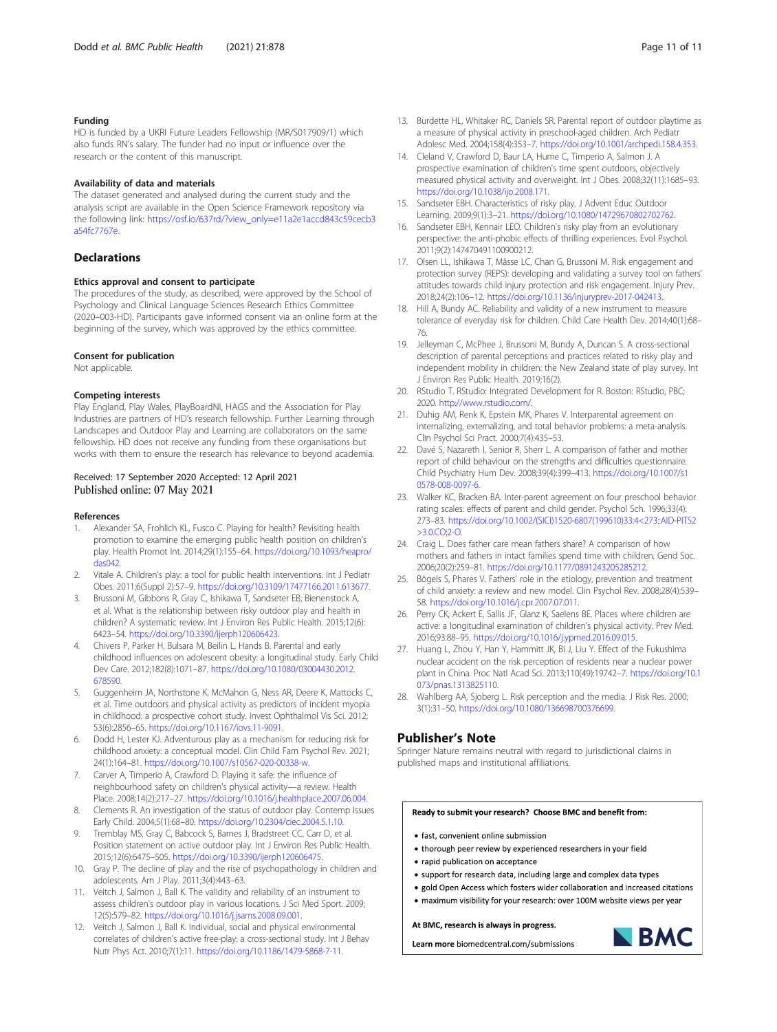### Funding

HD is funded by a UKRI Future Leaders Fellowship (MR/S017909/1) which also funds RN's salary. The funder had no input or influence over the research or the content of this manuscript.

### Availability of data and materials

The dataset generated and analysed during the current study and the analysis script are available in the Open Science Framework repository via the following link: https://osf.io/637rd/?view_only=e11a2e1accd843c59cecb3a54fc7767e.

## Declarations

### Ethics approval and consent to participate

The procedures of the study, as described, were approved by the School of Psychology and Clinical Language Sciences Research Ethics Committee (2020–003-HD). Participants gave informed consent via an online form at the beginning of the survey, which was approved by the ethics committee.

### Consent for publication

Not applicable.

### Competing interests

Play England, Play Wales, PlayBoardNI, HAGS and the Association for Play Industries are partners of HD's research fellowship. Further Learning through Landscapes and Outdoor Play and Learning are collaborators on the same fellowship. HD does not receive any funding from these organisations but works with them to ensure the research has relevance to beyond academia.

Received: 17 September 2020 Accepted: 12 April 2021
Published online: 07 May 2021

### References

1. Alexander SA, Frohlich KL, Fusco C. Playing for health? Revisiting health promotion to examine the emerging public health position on children's play. Health Promot Int. 2014;29(1):155–64. https://doi.org/10.1093/heapro/das042.
2. Vitale A. Children's play: a tool for public health interventions. Int J Pediatr Obes. 2011;6(Suppl 2):57–9. https://doi.org/10.3109/17477166.2011.613677.
3. Brussoni M, Gibbons R, Gray C, Ishikawa T, Sandseter EB, Bienenstock A, et al. What is the relationship between risky outdoor play and health in children? A systematic review. Int J Environ Res Public Health. 2015;12(6):6423–54. https://doi.org/10.3390/ijerph120606423.
4. Chivers P, Parker H, Bulsara M, Beilin L, Hands B. Parental and early childhood influences on adolescent obesity: a longitudinal study. Early Child Dev Care. 2012;182(8):1071–87. https://doi.org/10.1080/03004430.2012.678590.
5. Guggenheim JA, Northstone K, McMahon G, Ness AR, Deere K, Mattocks C, et al. Time outdoors and physical activity as predictors of incident myopia in childhood: a prospective cohort study. Invest Ophthalmol Vis Sci. 2012;53(6):2856–65. https://doi.org/10.1167/iovs.11-9091.
6. Dodd H, Lester KJ. Adventurous play as a mechanism for reducing risk for childhood anxiety: a conceptual model. Clin Child Fam Psychol Rev. 2021;24(1):164–81. https://doi.org/10.1007/s10567-020-00338-w.
7. Carver A, Timperio A, Crawford D. Playing it safe: the influence of neighbourhood safety on children's physical activity—a review. Health Place. 2008;14(2):217–27. https://doi.org/10.1016/j.healthplace.2007.06.004.
8. Clements R. An investigation of the status of outdoor play. Contemp Issues Early Child. 2004;5(1):68–80. https://doi.org/10.2304/ciec.2004.5.1.10.
9. Tremblay MS, Gray C, Babcock S, Barnes J, Bradstreet CC, Carr D, et al. Position statement on active outdoor play. Int J Environ Res Public Health. 2015;12(6):6475–505. https://doi.org/10.3390/ijerph120606475.
10. Gray P. The decline of play and the rise of psychopathology in children and adolescents. Am J Play. 2011;3(4):443–63.
11. Veitch J, Salmon J, Ball K. The validity and reliability of an instrument to assess children's outdoor play in various locations. J Sci Med Sport. 2009;12(5):579–82. https://doi.org/10.1016/j.jsams.2008.09.001.
12. Veitch J, Salmon J, Ball K. Individual, social and physical environmental correlates of children's active free-play: a cross-sectional study. Int J Behav Nutr Phys Act. 2010;7(1):11. https://doi.org/10.1186/1479-5868-7-11.
13. Burdette HL, Whitaker RC, Daniels SR. Parental report of outdoor playtime as a measure of physical activity in preschool-aged children. Arch Pediatr Adolesc Med. 2004;158(4):353–7. https://doi.org/10.1001/archpedi.158.4.353.
14. Cleland V, Crawford D, Baur LA, Hume C, Timperio A, Salmon J. A prospective examination of children's time spent outdoors, objectively measured physical activity and overweight. Int J Obes. 2008;32(11):1685–93. https://doi.org/10.1038/ijo.2008.171.
15. Sandseter EBH. Characteristics of risky play. J Advent Educ Outdoor Learning. 2009;9(1):3–21. https://doi.org/10.1080/14729670802702762.
16. Sandseter EBH, Kennair LEO. Children's risky play from an evolutionary perspective: the anti-phobic effects of thrilling experiences. Evol Psychol. 2011;9(2):147470491100900212.
17. Olsen LL, Ishikawa T, Mâsse LC, Chan G, Brussoni M. Risk engagement and protection survey (REPS): developing and validating a survey tool on fathers' attitudes towards child injury protection and risk engagement. Injury Prev. 2018;24(2):106–12. https://doi.org/10.1136/injuryprev-2017-042413.
18. Hill A, Bundy AC. Reliability and validity of a new instrument to measure tolerance of everyday risk for children. Child Care Health Dev. 2014;40(1):68–76.
19. Jelleyman C, McPhee J, Brussoni M, Bundy A, Duncan S. A cross-sectional description of parental perceptions and practices related to risky play and independent mobility in children: the New Zealand state of play survey. Int J Environ Res Public Health. 2019;16(2).
20. RStudio T. RStudio: Integrated Development for R. Boston: RStudio, PBC; 2020. http://www.rstudio.com/.
21. Duhig AM, Renk K, Epstein MK, Phares V. Interparental agreement on internalizing, externalizing, and total behavior problems: a meta-analysis. Clin Psychol Sci Pract. 2000;7(4):435–53.
22. Davé S, Nazareth I, Senior R, Sherr L. A comparison of father and mother report of child behaviour on the strengths and difficulties questionnaire. Child Psychiatry Hum Dev. 2008;39(4):399–413. https://doi.org/10.1007/s10578-008-0097-6.
23. Walker KC, Bracken BA. Inter-parent agreement on four preschool behavior rating scales: effects of parent and child gender. Psychol Sch. 1996;33(4):273–83. https://doi.org/10.1002/(SICI)1520-6807(199610)33:4<273::AID-PITS2>3.0.CO;2-O.
24. Craig L. Does father care mean fathers share? A comparison of how mothers and fathers in intact families spend time with children. Gend Soc. 2006;20(2):259–81. https://doi.org/10.1177/0891243205285212.
25. Bögels S, Phares V. Fathers' role in the etiology, prevention and treatment of child anxiety: a review and new model. Clin Psychol Rev. 2008;28(4):539–58. https://doi.org/10.1016/j.cpr.2007.07.011.
26. Perry CK, Ackert E, Sallis JF, Glanz K, Saelens BE. Places where children are active: a longitudinal examination of children's physical activity. Prev Med. 2016;93:88–95. https://doi.org/10.1016/j.ypmed.2016.09.015.
27. Huang L, Zhou Y, Han Y, Hammitt JK, Bi J, Liu Y. Effect of the Fukushima nuclear accident on the risk perception of residents near a nuclear power plant in China. Proc Natl Acad Sci. 2013;110(49):19742–7. https://doi.org/10.1073/pnas.1313825110.
28. Wahlberg AA, Sjoberg L. Risk perception and the media. J Risk Res. 2000;3(1):31–50. https://doi.org/10.1080/136698700376699.

## Publisher's Note

Springer Nature remains neutral with regard to jurisdictional claims in published maps and institutional affiliations.

**Ready to submit your research? Choose BMC and benefit from:**

- fast, convenient online submission
- thorough peer review by experienced researchers in your field
- rapid publication on acceptance
- support for research data, including large and complex data types
- gold Open Access which fosters wider collaboration and increased citations
- maximum visibility for your research: over 100M website views per year

**At BMC, research is always in progress.**

**Learn more** biomedcentral.com/submissions

BMC